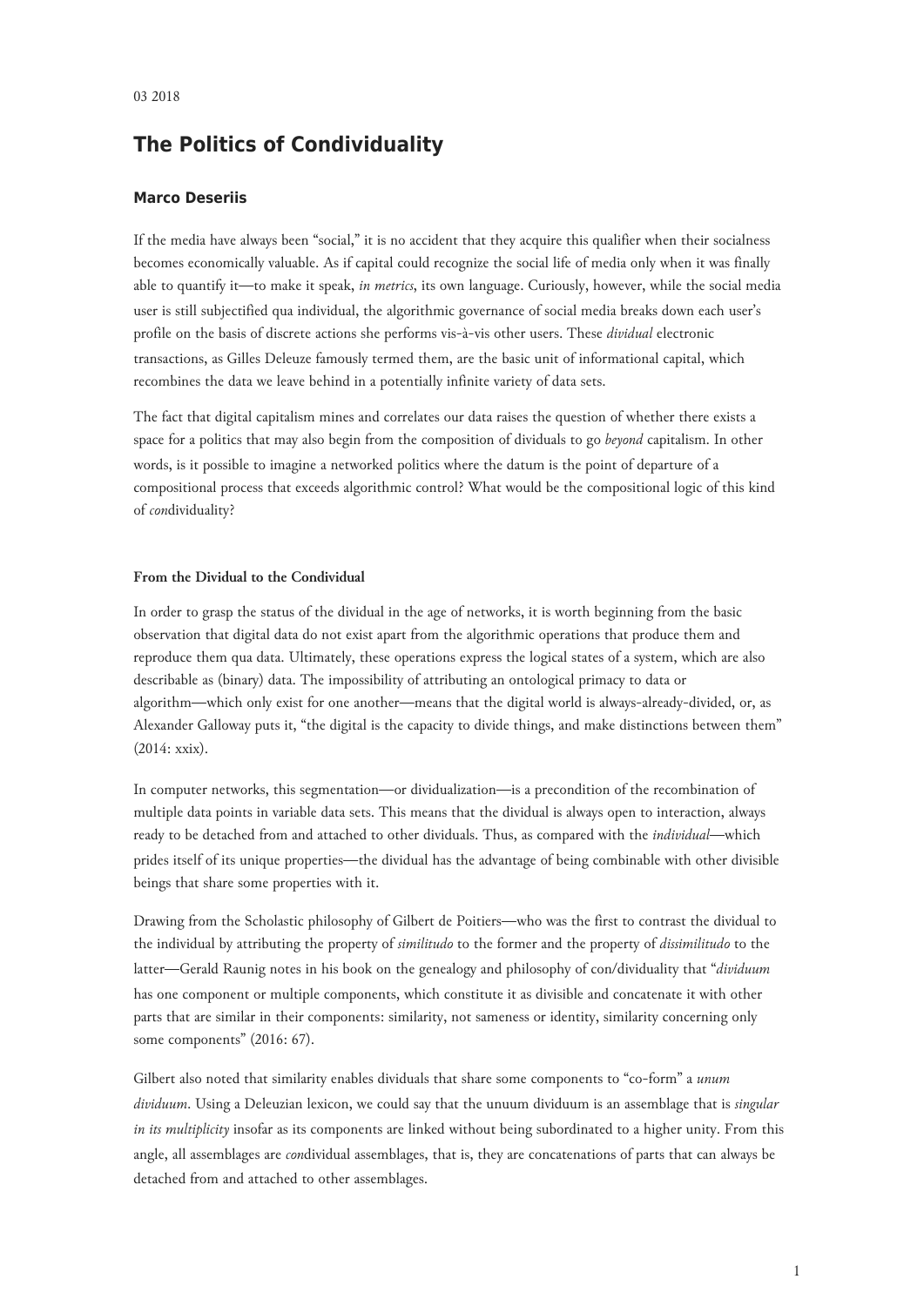03 2018

# The Politics of Condividuality

**Marco Deseriis**

If the media have always been "social," it is no accident that they acquire this qualifier when their socialness becomes economically valuable. As if capital could recognize the social life of media only when it was finally able to quantify it—to make it speak, *in metrics*, its own language. Curiously, however, while the social media user is still subjectified qua individual, the algorithmic governance of social media breaks down each user's profile on the basis of discrete actions she performs vis-à-vis other users. These *dividual* electronic transactions, as Gilles Deleuze famously termed them, are the basic unit of informational capital, which recombines the data we leave behind in a potentially infinite variety of data sets.

The fact that digital capitalism mines and correlates our data raises the question of whether there exists a space for a politics that may also begin from the composition of dividuals to go *beyond* capitalism. In other words, is it possible to imagine a networked politics where the datum is the point of departure of a compositional process that exceeds algorithmic control? What would be the compositional logic of this kind of *con*dividuality?

### From the Dividual to the Condividual

In order to grasp the status of the dividual in the age of networks, it is worth beginning from the basic observation that digital data do not exist apart from the algorithmic operations that produce them and reproduce them qua data. Ultimately, these operations express the logical states of a system, which are also describable as (binary) data. The impossibility of attributing an ontological primacy to data or algorithm—which only exist for one another—means that the digital world is always-already-divided, or, as Alexander Galloway puts it, "the digital is the capacity to divide things, and make distinctions between them" (2014: xxix).

In computer networks, this segmentation—or dividualization—is a precondition of the recombination of multiple data points in variable data sets. This means that the dividual is always open to interaction, always ready to be detached from and attached to other dividuals. Thus, as compared with the *individual*—which prides itself of its unique properties—the dividual has the advantage of being combinable with other divisible beings that share some properties with it.

Drawing from the Scholastic philosophy of Gilbert de Poitiers—who was the first to contrast the dividual to the individual by attributing the property of *similitudo* to the former and the property of *dissimilitudo* to the latter—Gerald Raunig notes in his book on the genealogy and philosophy of con/dividuality that "*dividuum* has one component or multiple components, which constitute it as divisible and concatenate it with other parts that are similar in their components: similarity, not sameness or identity, similarity concerning only some components" (2016: 67).

Gilbert also noted that similarity enables dividuals that share some components to "co-form" a *unum dividuum*. Using a Deleuzian lexicon, we could say that the unuum dividuum is an assemblage that is *singular in its multiplicity* insofar as its components are linked without being subordinated to a higher unity. From this angle, all assemblages are *con*dividual assemblages, that is, they are concatenations of parts that can always be detached from and attached to other assemblages.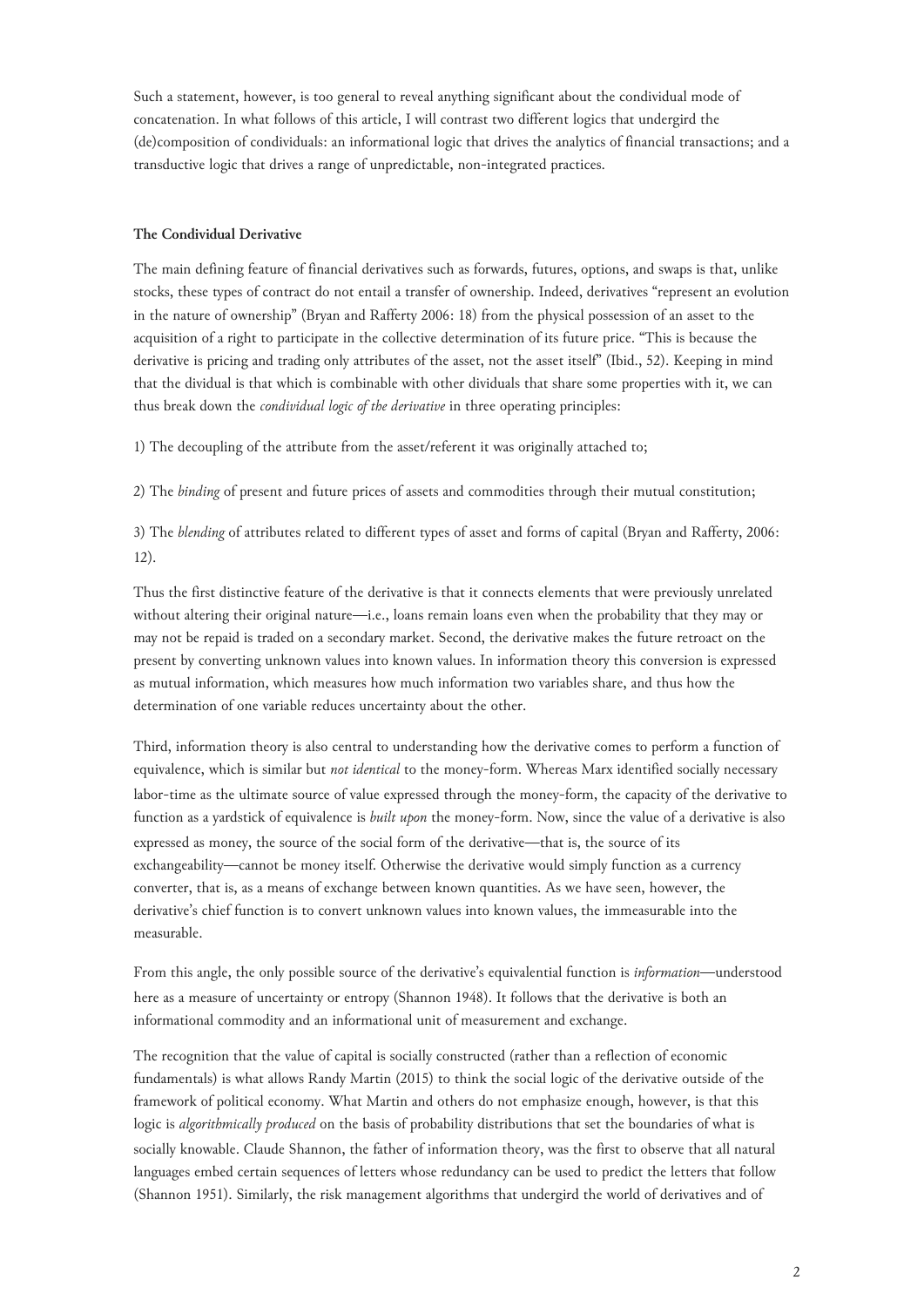Such a statement, however, is too general to reveal anything significant about the condividual mode of concatenation. In what follows of this article, I will contrast two different logics that undergird the (de)composition of condividuals: an informational logic that drives the analytics of financial transactions; and a transductive logic that drives a range of unpredictable, non-integrated practices.

#### The Condividual Derivative

The main defining feature of financial derivatives such as forwards, futures, options, and swaps is that, unlike stocks, these types of contract do not entail a transfer of ownership. Indeed, derivatives "represent an evolution in the nature of ownership" (Bryan and Rafferty 2006: 18) from the physical possession of an asset to the acquisition of a right to participate in the collective determination of its future price. "This is because the derivative is pricing and trading only attributes of the asset, not the asset itself" (Ibid., 52). Keeping in mind that the dividual is that which is combinable with other dividuals that share some properties with it, we can thus break down the *condividual logic of the derivative* in three operating principles:

1) The decoupling of the attribute from the asset/referent it was originally attached to;

2) The *binding* of present and future prices of assets and commodities through their mutual constitution;

3) The *blending* of attributes related to different types of asset and forms of capital (Bryan and Rafferty, 2006: 12).

Thus the first distinctive feature of the derivative is that it connects elements that were previously unrelated without altering their original nature—i.e., loans remain loans even when the probability that they may or may not be repaid is traded on a secondary market. Second, the derivative makes the future retroact on the present by converting unknown values into known values. In information theory this conversion is expressed as mutual information, which measures how much information two variables share, and thus how the determination of one variable reduces uncertainty about the other.

Third, information theory is also central to understanding how the derivative comes to perform a function of equivalence, which is similar but *not identical* to the money-form. Whereas Marx identified socially necessary labor-time as the ultimate source of value expressed through the money-form, the capacity of the derivative to function as a yardstick of equivalence is *built upon* the money-form. Now, since the value of a derivative is also expressed as money, the source of the social form of the derivative—that is, the source of its exchangeability—cannot be money itself. Otherwise the derivative would simply function as a currency converter, that is, as a means of exchange between known quantities. As we have seen, however, the derivative's chief function is to convert unknown values into known values, the immeasurable into the measurable.

From this angle, the only possible source of the derivative's equivalential function is *information*—understood here as a measure of uncertainty or entropy (Shannon 1948). It follows that the derivative is both an informational commodity and an informational unit of measurement and exchange.

The recognition that the value of capital is socially constructed (rather than a reflection of economic fundamentals) is what allows Randy Martin (2015) to think the social logic of the derivative outside of the framework of political economy. What Martin and others do not emphasize enough, however, is that this logic is *algorithmically produced* on the basis of probability distributions that set the boundaries of what is socially knowable. Claude Shannon, the father of information theory, was the first to observe that all natural languages embed certain sequences of letters whose redundancy can be used to predict the letters that follow (Shannon 1951). Similarly, the risk management algorithms that undergird the world of derivatives and of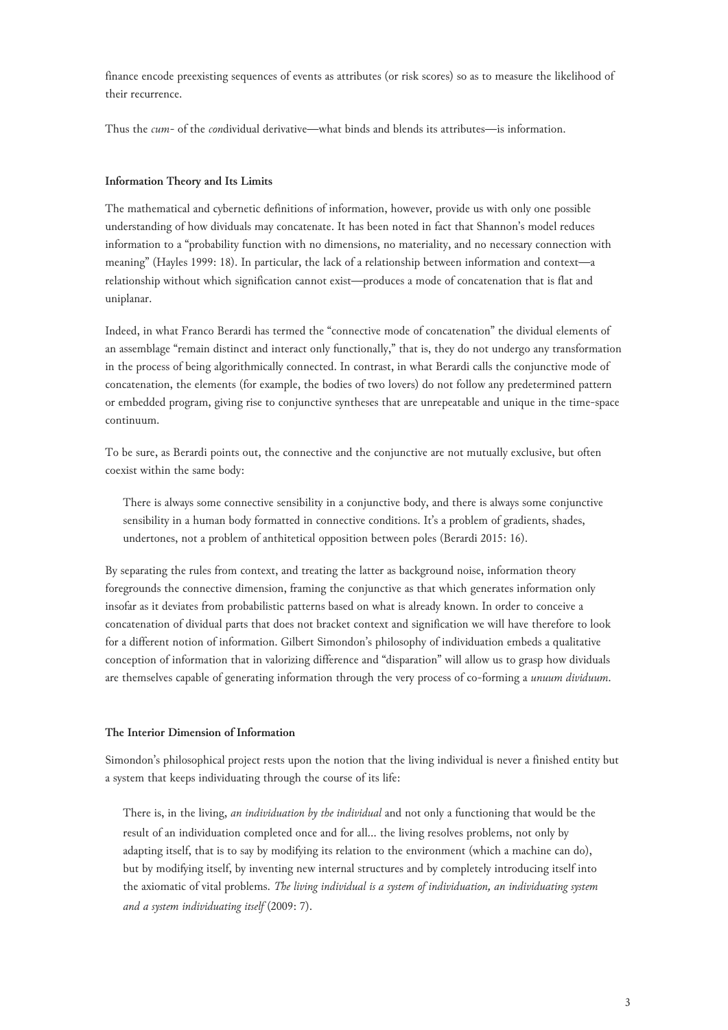finance encode preexisting sequences of events as attributes (or risk scores) so as to measure the likelihood of their recurrence.

Thus the *cum-* of the *con*dividual derivative—what binds and blends its attributes—is information.

### Information Theory and Its Limits

The mathematical and cybernetic definitions of information, however, provide us with only one possible understanding of how dividuals may concatenate. It has been noted in fact that Shannon's model reduces information to a "probability function with no dimensions, no materiality, and no necessary connection with meaning" (Hayles 1999: 18). In particular, the lack of a relationship between information and context—a relationship without which signification cannot exist—produces a mode of concatenation that is flat and uniplanar.

Indeed, in what Franco Berardi has termed the "connective mode of concatenation" the dividual elements of an assemblage "remain distinct and interact only functionally," that is, they do not undergo any transformation in the process of being algorithmically connected. In contrast, in what Berardi calls the conjunctive mode of concatenation, the elements (for example, the bodies of two lovers) do not follow any predetermined pattern or embedded program, giving rise to conjunctive syntheses that are unrepeatable and unique in the time-space continuum.

To be sure, as Berardi points out, the connective and the conjunctive are not mutually exclusive, but often coexist within the same body:

> There is always some connective sensibility in a conjunctive body, and there is always some conjunctive sensibility in a human body formatted in connective conditions. It's a problem of gradients, shades, undertones, not a problem of anthitetical opposition between poles (Berardi 2015: 16).

By separating the rules from context, and treating the latter as background noise, information theory foregrounds the connective dimension, framing the conjunctive as that which generates information only insofar as it deviates from probabilistic patterns based on what is already known. In order to conceive a concatenation of dividual parts that does not bracket context and signification we will have therefore to look for a different notion of information. Gilbert Simondon's philosophy of individuation embeds a qualitative conception of information that in valorizing difference and "disparation" will allow us to grasp how dividuals are themselves capable of generating information through the very process of co-forming a *unuum dividuum*.

### The Interior Dimension of Information

Simondon's philosophical project rests upon the notion that the living individual is never a finished entity but a system that keeps individuating through the course of its life:

> There is, in the living, *an individuation by the individual* and not only a functioning that would be the result of an individuation completed once and for all... the living resolves problems, not only by adapting itself, that is to say by modifying its relation to the environment (which a machine can do), but by modifying itself, by inventing new internal structures and by completely introducing itself into the axiomatic of vital problems. *The living individual is a system of individuation, an individuating system and a system individuating itself* (2009: 7).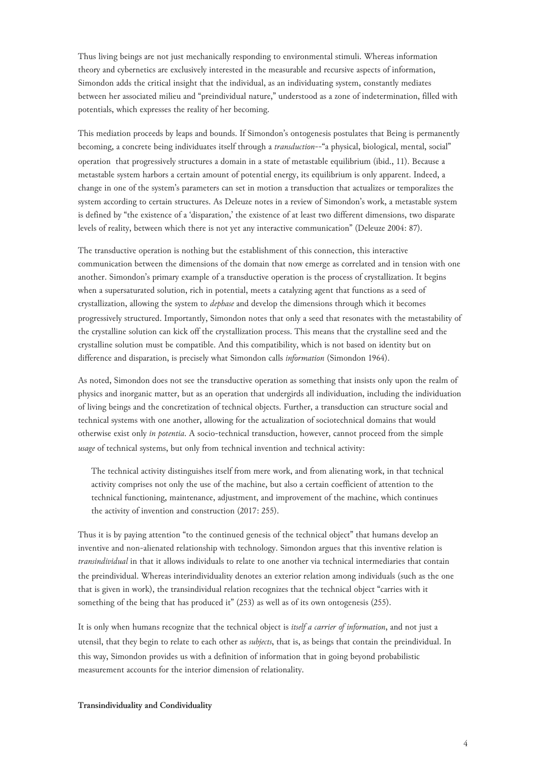Thus living beings are not just mechanically responding to environmental stimuli. Whereas information theory and cybernetics are exclusively interested in the measurable and recursive aspects of information, Simondon adds the critical insight that the individual, as an individuating system, constantly mediates between her associated milieu and "preindividual nature," understood as a zone of indetermination, filled with potentials, which expresses the reality of her becoming.

This mediation proceeds by leaps and bounds. If Simondon's ontogenesis postulates that Being is permanently becoming, a concrete being individuates itself through a *transduction*--"a physical, biological, mental, social" operation that progressively structures a domain in a state of metastable equilibrium (ibid., 11). Because a metastable system harbors a certain amount of potential energy, its equilibrium is only apparent. Indeed, a change in one of the system's parameters can set in motion a transduction that actualizes or temporalizes the system according to certain structures. As Deleuze notes in a review of Simondon's work, a metastable system is defined by "the existence of a 'disparation,' the existence of at least two different dimensions, two disparate levels of reality, between which there is not yet any interactive communication" (Deleuze 2004: 87).

The transductive operation is nothing but the establishment of this connection, this interactive communication between the dimensions of the domain that now emerge as correlated and in tension with one another. Simondon's primary example of a transductive operation is the process of crystallization. It begins when a supersaturated solution, rich in potential, meets a catalyzing agent that functions as a seed of crystallization, allowing the system to *dephase* and develop the dimensions through which it becomes progressively structured. Importantly, Simondon notes that only a seed that resonates with the metastability of the crystalline solution can kick off the crystallization process. This means that the crystalline seed and the crystalline solution must be compatible. And this compatibility, which is not based on identity but on difference and disparation, is precisely what Simondon calls *information* (Simondon 1964).

As noted, Simondon does not see the transductive operation as something that insists only upon the realm of physics and inorganic matter, but as an operation that undergirds all individuation, including the individuation of living beings and the concretization of technical objects. Further, a transduction can structure social and technical systems with one another, allowing for the actualization of sociotechnical domains that would otherwise exist only *in potentia*. A socio-technical transduction, however, cannot proceed from the simple *usage* of technical systems, but only from technical invention and technical activity:

> The technical activity distinguishes itself from mere work, and from alienating work, in that technical activity comprises not only the use of the machine, but also a certain coefficient of attention to the technical functioning, maintenance, adjustment, and improvement of the machine, which continues the activity of invention and construction (2017: 255).

Thus it is by paying attention "to the continued genesis of the technical object" that humans develop an inventive and non-alienated relationship with technology. Simondon argues that this inventive relation is *transindividual* in that it allows individuals to relate to one another via technical intermediaries that contain the preindividual. Whereas interindividuality denotes an exterior relation among individuals (such as the one that is given in work), the transindividual relation recognizes that the technical object "carries with it something of the being that has produced it" (253) as well as of its own ontogenesis (255).

It is only when humans recognize that the technical object is *itself a carrier of information*, and not just a utensil, that they begin to relate to each other as *subjects*, that is, as beings that contain the preindividual. In this way, Simondon provides us with a definition of information that in going beyond probabilistic measurement accounts for the interior dimension of relationality.

**Transindividuality and Condividuality**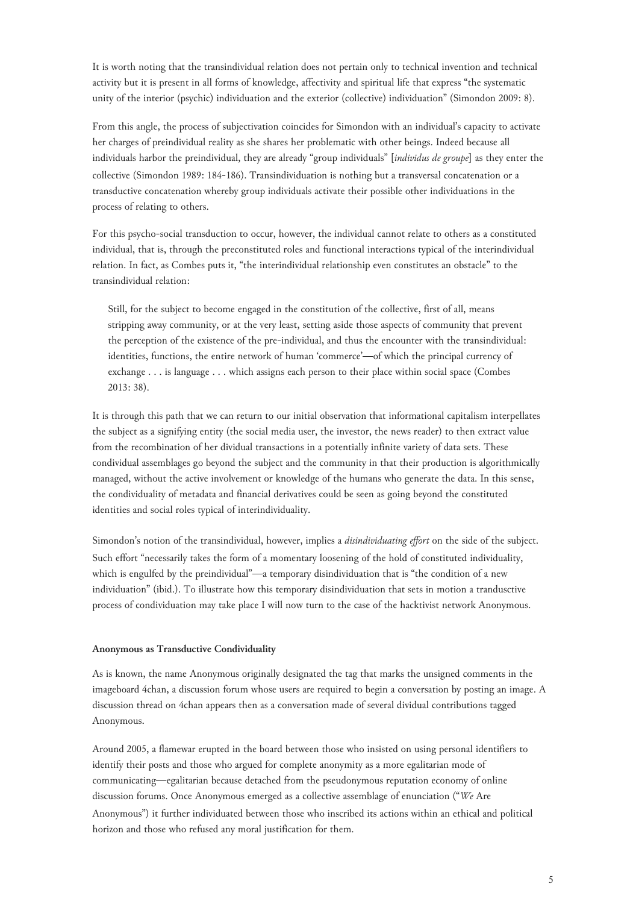It is worth noting that the transindividual relation does not pertain only to technical invention and technical activity but it is present in all forms of knowledge, affectivity and spiritual life that express "the systematic unity of the interior (psychic) individuation and the exterior (collective) individuation" (Simondon 2009: 8).

From this angle, the process of subjectivation coincides for Simondon with an individual's capacity to activate her charges of preindividual reality as she shares her problematic with other beings. Indeed because all individuals harbor the preindividual, they are already "group individuals" [*individus de groupe*] as they enter the collective (Simondon 1989: 184-186). Transindividuation is nothing but a transversal concatenation or a transductive concatenation whereby group individuals activate their possible other individuations in the process of relating to others.

For this psycho-social transduction to occur, however, the individual cannot relate to others as a constituted individual, that is, through the preconstituted roles and functional interactions typical of the interindividual relation. In fact, as Combes puts it, "the interindividual relationship even constitutes an obstacle" to the transindividual relation:

> Still, for the subject to become engaged in the constitution of the collective, first of all, means stripping away community, or at the very least, setting aside those aspects of community that prevent the perception of the existence of the pre-individual, and thus the encounter with the transindividual: identities, functions, the entire network of human 'commerce'—of which the principal currency of exchange . . . is language . . . which assigns each person to their place within social space (Combes 2013: 38).

It is through this path that we can return to our initial observation that informational capitalism interpellates the subject as a signifying entity (the social media user, the investor, the news reader) to then extract value from the recombination of her dividual transactions in a potentially infinite variety of data sets. These condividual assemblages go beyond the subject and the community in that their production is algorithmically managed, without the active involvement or knowledge of the humans who generate the data. In this sense, the condividuality of metadata and financial derivatives could be seen as going beyond the constituted identities and social roles typical of interindividuality.

Simondon's notion of the transindividual, however, implies a *disindividuating effort* on the side of the subject. Such effort "necessarily takes the form of a momentary loosening of the hold of constituted individuality, which is engulfed by the preindividual"—a temporary disindividuation that is "the condition of a new individuation" (ibid.). To illustrate how this temporary disindividuation that sets in motion a tranductive process of condividuation may take place I will now turn to the case of the hacktivist network Anonymous.

**Anonymous as Transductive Condividuality**

As is known, the name Anonymous originally designated the tag that marks the unsigned comments in the imageboard 4chan, a discussion forum whose users are required to begin a conversation by posting an image. A discussion thread on 4chan appears then as a conversation made of several dividual contributions tagged Anonymous.

Around 2005, a flamewar erupted in the board between those who insisted on using personal identifiers to identify their posts and those who argued for complete anonymity as a more egalitarian mode of communicating—egalitarian because detached from the pseudonymous reputation economy of online discussion forums. Once Anonymous emerged as a collective assemblage of enunciation ("*We* Are Anonymous") it further individuated between those who inscribed its actions within an ethical and political horizon and those who refused any moral justification for them.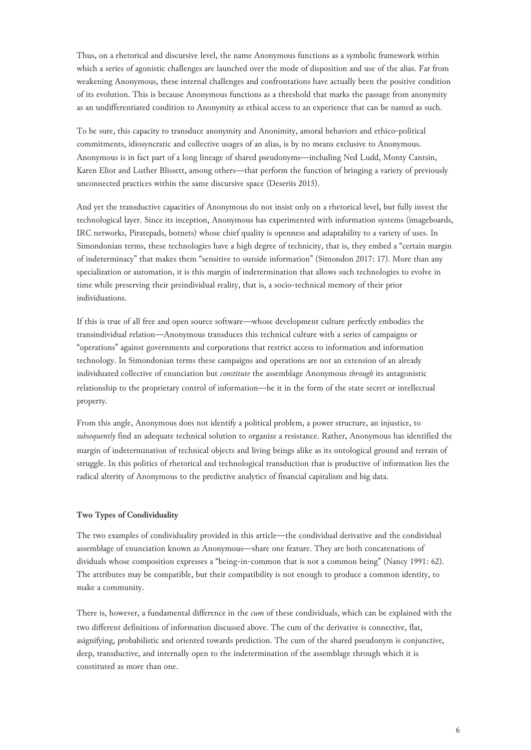Thus, on a rhetorical and discursive level, the name Anonymous functions as a symbolic framework within which a series of agonistic challenges are launched over the mode of disposition and use of the alias. Far from weakening Anonymous, these internal challenges and confrontations have actually been the positive condition of its evolution. This is because Anonymous functions as a threshold that marks the passage from anonymity as an undifferentiated condition to Anonymity as ethical access to an experience that can be named as such.

To be sure, this capacity to transduce anonymity and Anonimity, amoral behaviors and ethico-political commitments, idiosyncratic and collective usages of an alias, is by no means exclusive to Anonymous. Anonymous is in fact part of a long lineage of shared pseudonyms—including Ned Ludd, Monty Cantsin, Karen Eliot and Luther Blissett, among others—that perform the function of bringing a variety of previously unconnected practices within the same discursive space (Deseriis 2015).

And yet the transductive capacities of Anonymous do not insist only on a rhetorical level, but fully invest the technological layer. Since its inception, Anonymous has experimented with information systems (imageboards, IRC networks, Piratepads, botnets) whose chief quality is openness and adaptability to a variety of uses. In Simondonian terms, these technologies have a high degree of technicity, that is, they embed a "certain margin of indeterminacy" that makes them "sensitive to outside information" (Simondon 2017: 17). More than any specialization or automation, it is this margin of indetermination that allows such technologies to evolve in time while preserving their preindividual reality, that is, a socio-technical memory of their prior individuations.

If this is true of all free and open source software—whose development culture perfectly embodies the transindividual relation—Anonymous transduces this technical culture with a series of campaigns or "operations" against governments and corporations that restrict access to information and information technology. In Simondonian terms these campaigns and operations are not an extension of an already individuated collective of enunciation but *constitute* the assemblage Anonymous *through* its antagonistic relationship to the proprietary control of information—be it in the form of the state secret or intellectual property.

From this angle, Anonymous does not identify a political problem, a power structure, an injustice, to *subsequently* find an adequate technical solution to organize a resistance. Rather, Anonymous has identified the margin of indetermination of technical objects and living beings alike as its ontological ground and terrain of struggle. In this politics of rhetorical and technological transduction that is productive of information lies the radical alterity of Anonymous to the predictive analytics of financial capitalism and big data.

## Two Types of Condividuality

The two examples of condividuality provided in this article—the condividual derivative and the condividual assemblage of enunciation known as Anonymous—share one feature. They are both concatenations of dividuals whose composition expresses a "being-in-common that is not a common being" (Nancy 1991: 62). The attributes may be compatible, but their compatibility is not enough to produce a common identity, to make a community.

There is, however, a fundamental difference in the *cum* of these condividuals, which can be explained with the two different definitions of information discussed above. The cum of the derivative is connective, flat, asignifying, probabilistic and oriented towards prediction. The cum of the shared pseudonym is conjunctive, deep, transductive, and internally open to the indetermination of the assemblage through which it is constituted as more than one.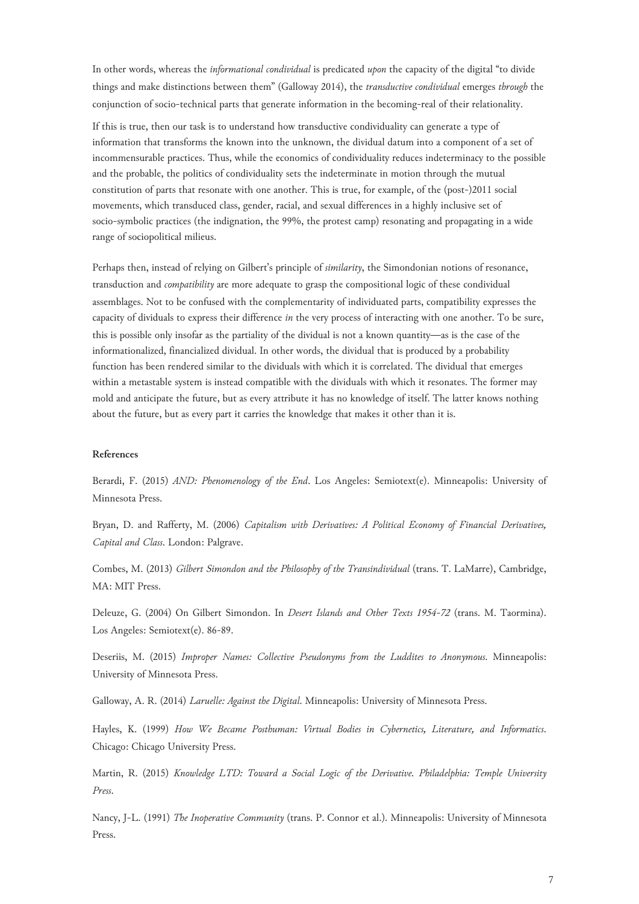In other words, whereas the *informational condividual* is predicated *upon* the capacity of the digital "to divide things and make distinctions between them" (Galloway 2014), the *transductive condividual* emerges *through* the conjunction of socio-technical parts that generate information in the becoming-real of their relationality.

If this is true, then our task is to understand how transductive condividuality can generate a type of information that transforms the known into the unknown, the dividual datum into a component of a set of incommensurable practices. Thus, while the economics of condividuality reduces indeterminacy to the possible and the probable, the politics of condividuality sets the indeterminate in motion through the mutual constitution of parts that resonate with one another. This is true, for example, of the (post-)2011 social movements, which transduced class, gender, racial, and sexual differences in a highly inclusive set of socio-symbolic practices (the indignation, the 99%, the protest camp) resonating and propagating in a wide range of sociopolitical milieus.

Perhaps then, instead of relying on Gilbert's principle of *similarity*, the Simondonian notions of resonance, transduction and *compatibility* are more adequate to grasp the compositional logic of these condividual assemblages. Not to be confused with the complementarity of individuated parts, compatibility expresses the capacity of dividuals to express their difference *in* the very process of interacting with one another. To be sure, this is possible only insofar as the partiality of the dividual is not a known quantity—as is the case of the informationalized, financialized dividual. In other words, the dividual that is produced by a probability function has been rendered similar to the dividuals with which it is correlated. The dividual that emerges within a metastable system is instead compatible with the dividuals with which it resonates. The former may mold and anticipate the future, but as every attribute it has no knowledge of itself. The latter knows nothing about the future, but as every part it carries the knowledge that makes it other than it is.

**References**

Berardi, F. (2015) *AND: Phenomenology of the End*. Los Angeles: Semiotext(e). Minneapolis: University of Minnesota Press.

Bryan, D. and Rafferty, M. (2006) *Capitalism with Derivatives: A Political Economy of Financial Derivatives, Capital and Class*. London: Palgrave.

Combes, M. (2013) *Gilbert Simondon and the Philosophy of the Transindividual* (trans. T. LaMarre), Cambridge, MA: MIT Press.

Deleuze, G. (2004) On Gilbert Simondon. In *Desert Islands and Other Texts 1954-72* (trans. M. Taormina). Los Angeles: Semiotext(e). 86-89.

Deseriis, M. (2015) *Improper Names: Collective Pseudonyms from the Luddites to Anonymous*. Minneapolis: University of Minnesota Press.

Galloway, A. R. (2014) *Laruelle: Against the Digital*. Minneapolis: University of Minnesota Press.

Hayles, K. (1999) *How We Became Posthuman: Virtual Bodies in Cybernetics, Literature, and Informatics*. Chicago: Chicago University Press.

Martin, R. (2015) *Knowledge LTD: Toward a Social Logic of the Derivative. Philadelphia: Temple University Press*.

Nancy, J-L. (1991) *The Inoperative Community* (trans. P. Connor et al.). Minneapolis: University of Minnesota Press.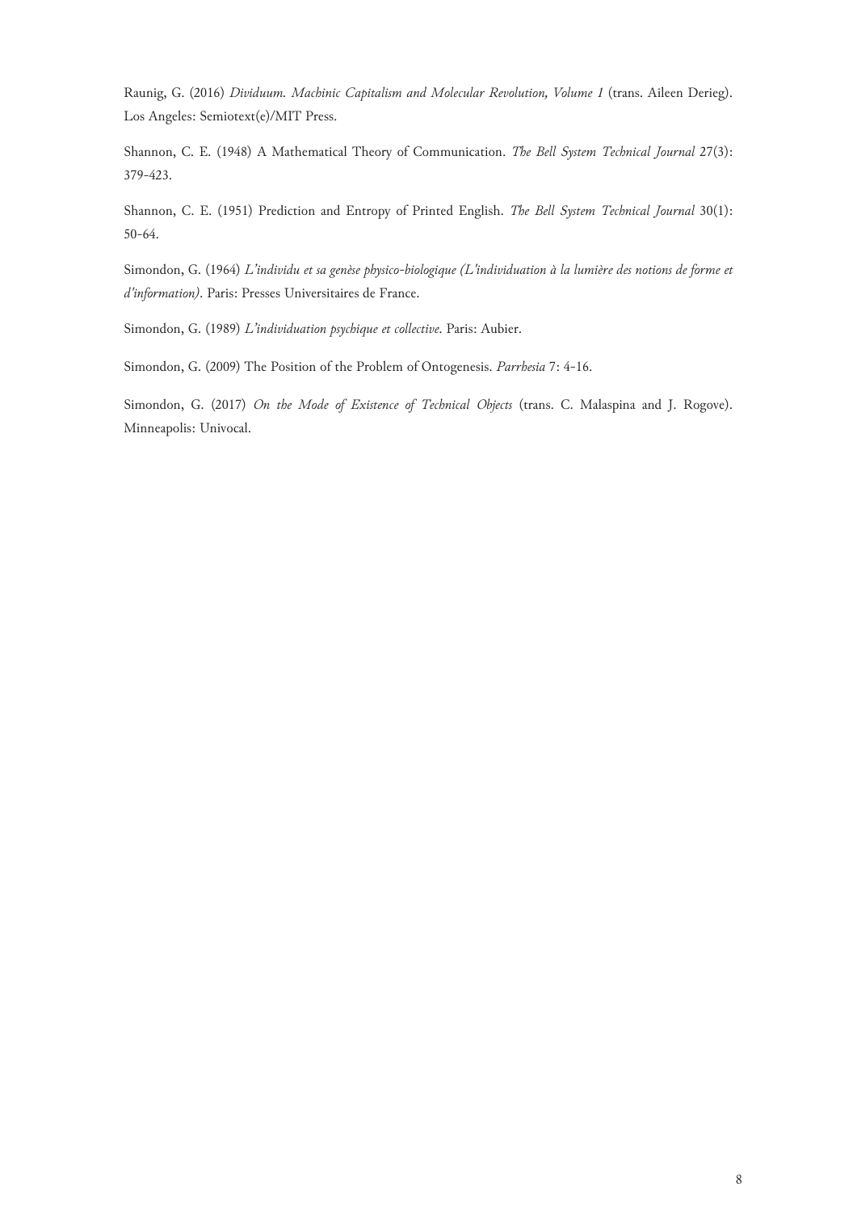Raunig, G. (2016) *Dividuum. Machinic Capitalism and Molecular Revolution, Volume 1* (trans. Aileen Derieg). Los Angeles: Semiotext(e)/MIT Press.

Shannon, C. E. (1948) A Mathematical Theory of Communication. *The Bell System Technical Journal* 27(3): 379-423.

Shannon, C. E. (1951) Prediction and Entropy of Printed English. *The Bell System Technical Journal* 30(1): 50-64.

Simondon, G. (1964) *L'individu et sa genèse physico-biologique (L'individuation à la lumière des notions de forme et d'information)*. Paris: Presses Universitaires de France.

Simondon, G. (1989) *L'individuation psychique et collective*. Paris: Aubier.

Simondon, G. (2009) The Position of the Problem of Ontogenesis. *Parrhesia* 7: 4-16.

Simondon, G. (2017) *On the Mode of Existence of Technical Objects* (trans. C. Malaspina and J. Rogove). Minneapolis: Univocal.